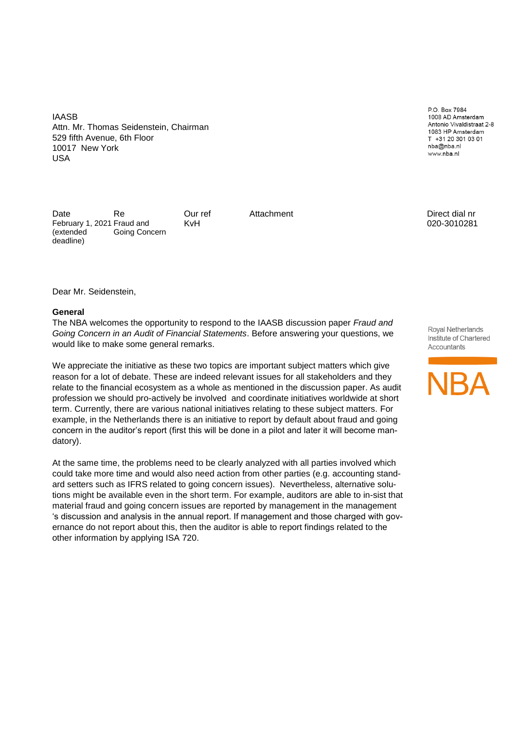IAASB
Attn. Mr. Thomas Seidenstein, Chairman
529 fifth Avenue, 6th Floor
10017 New York
USA

P.O. Box 7984
1008 AD Amsterdam
Antonio Vivaldistraat 2-8
1083 HP Amsterdam
T +31 20 301 03 01
nba@nba.nl
www.nba.nl

| Date | Re | Our ref | Attachment | Direct dial nr |
| --- | --- | --- | --- | --- |
| February 1, 2021 (extended deadline) | Fraud and Going Concern | KvH | | 020-3010281 |

Royal Netherlands Institute of Chartered Accountants

NBA

Dear Mr. Seidenstein,

**General**

The NBA welcomes the opportunity to respond to the IAASB discussion paper *Fraud and Going Concern in an Audit of Financial Statements*. Before answering your questions, we would like to make some general remarks.

We appreciate the initiative as these two topics are important subject matters which give reason for a lot of debate. These are indeed relevant issues for all stakeholders and they relate to the financial ecosystem as a whole as mentioned in the discussion paper. As audit profession we should pro-actively be involved and coordinate initiatives worldwide at short term. Currently, there are various national initiatives relating to these subject matters. For example, in the Netherlands there is an initiative to report by default about fraud and going concern in the auditor's report (first this will be done in a pilot and later it will become mandatory).

At the same time, the problems need to be clearly analyzed with all parties involved which could take more time and would also need action from other parties (e.g. accounting standard setters such as IFRS related to going concern issues). Nevertheless, alternative solutions might be available even in the short term. For example, auditors are able to in-sist that material fraud and going concern issues are reported by management in the management 's discussion and analysis in the annual report. If management and those charged with governance do not report about this, then the auditor is able to report findings related to the other information by applying ISA 720.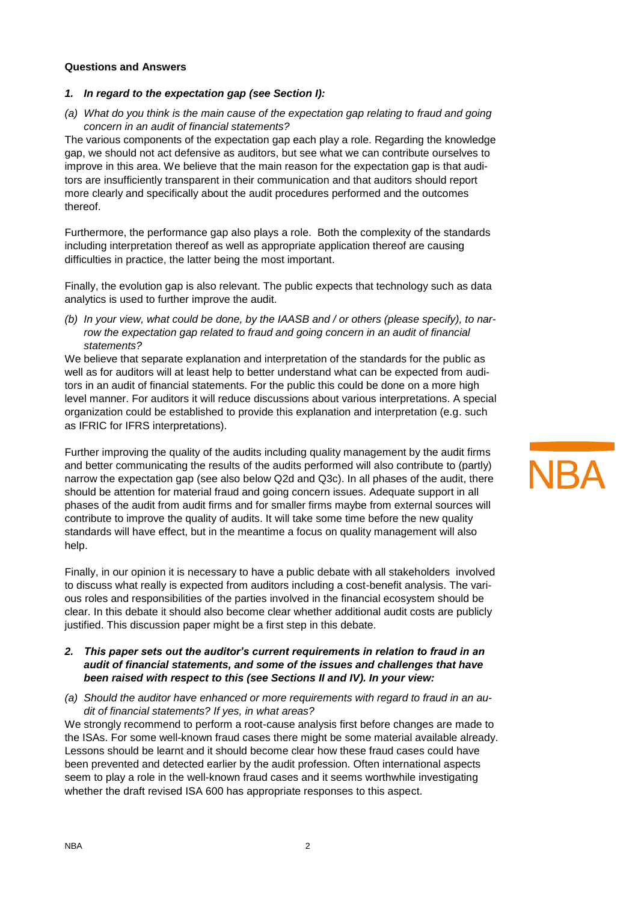**Questions and Answers**

## *1. In regard to the expectation gap (see Section I):*

*(a) What do you think is the main cause of the expectation gap relating to fraud and going concern in an audit of financial statements?*

The various components of the expectation gap each play a role. Regarding the knowledge gap, we should not act defensive as auditors, but see what we can contribute ourselves to improve in this area. We believe that the main reason for the expectation gap is that auditors are insufficiently transparent in their communication and that auditors should report more clearly and specifically about the audit procedures performed and the outcomes thereof.

Furthermore, the performance gap also plays a role. Both the complexity of the standards including interpretation thereof as well as appropriate application thereof are causing difficulties in practice, the latter being the most important.

Finally, the evolution gap is also relevant. The public expects that technology such as data analytics is used to further improve the audit.

*(b) In your view, what could be done, by the IAASB and / or others (please specify), to narrow the expectation gap related to fraud and going concern in an audit of financial statements?*

We believe that separate explanation and interpretation of the standards for the public as well as for auditors will at least help to better understand what can be expected from auditors in an audit of financial statements. For the public this could be done on a more high level manner. For auditors it will reduce discussions about various interpretations. A special organization could be established to provide this explanation and interpretation (e.g. such as IFRIC for IFRS interpretations).

Further improving the quality of the audits including quality management by the audit firms and better communicating the results of the audits performed will also contribute to (partly) narrow the expectation gap (see also below Q2d and Q3c). In all phases of the audit, there should be attention for material fraud and going concern issues. Adequate support in all phases of the audit from audit firms and for smaller firms maybe from external sources will contribute to improve the quality of audits. It will take some time before the new quality standards will have effect, but in the meantime a focus on quality management will also help.

Finally, in our opinion it is necessary to have a public debate with all stakeholders involved to discuss what really is expected from auditors including a cost-benefit analysis. The various roles and responsibilities of the parties involved in the financial ecosystem should be clear. In this debate it should also become clear whether additional audit costs are publicly justified. This discussion paper might be a first step in this debate.

## *2. This paper sets out the auditor's current requirements in relation to fraud in an audit of financial statements, and some of the issues and challenges that have been raised with respect to this (see Sections II and IV). In your view:*

*(a) Should the auditor have enhanced or more requirements with regard to fraud in an audit of financial statements? If yes, in what areas?*

We strongly recommend to perform a root-cause analysis first before changes are made to the ISAs. For some well-known fraud cases there might be some material available already. Lessons should be learnt and it should become clear how these fraud cases could have been prevented and detected earlier by the audit profession. Often international aspects seem to play a role in the well-known fraud cases and it seems worthwhile investigating whether the draft revised ISA 600 has appropriate responses to this aspect.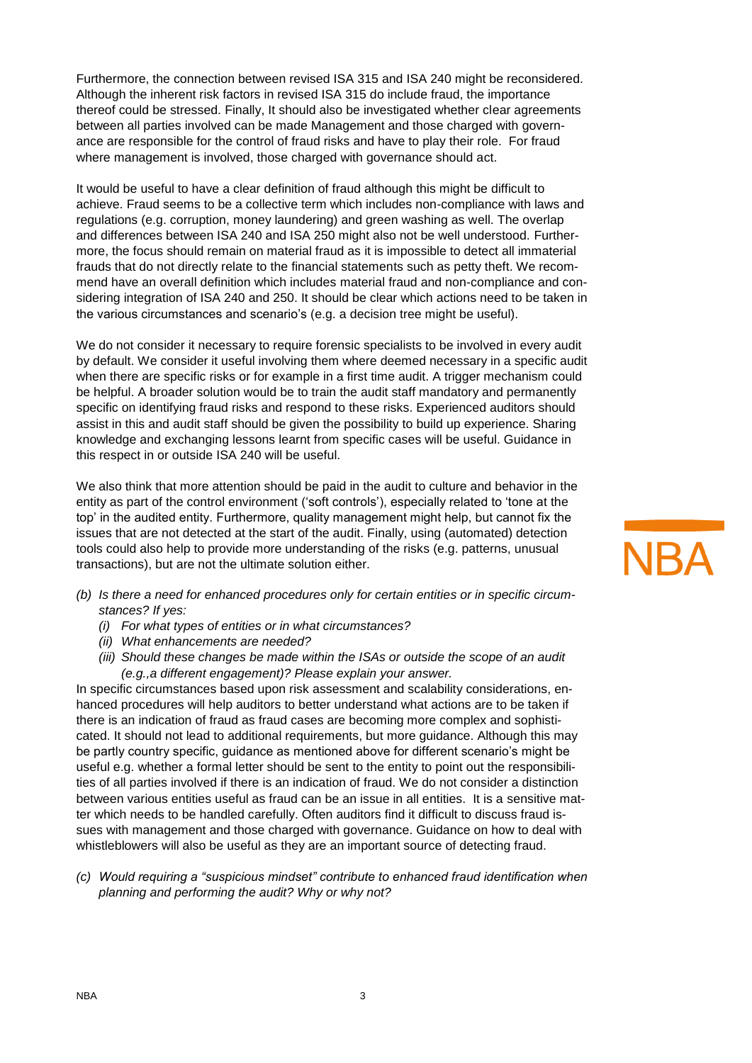Furthermore, the connection between revised ISA 315 and ISA 240 might be reconsidered. Although the inherent risk factors in revised ISA 315 do include fraud, the importance thereof could be stressed. Finally, It should also be investigated whether clear agreements between all parties involved can be made Management and those charged with governance are responsible for the control of fraud risks and have to play their role. For fraud where management is involved, those charged with governance should act.

It would be useful to have a clear definition of fraud although this might be difficult to achieve. Fraud seems to be a collective term which includes non-compliance with laws and regulations (e.g. corruption, money laundering) and green washing as well. The overlap and differences between ISA 240 and ISA 250 might also not be well understood. Furthermore, the focus should remain on material fraud as it is impossible to detect all immaterial frauds that do not directly relate to the financial statements such as petty theft. We recommend have an overall definition which includes material fraud and non-compliance and considering integration of ISA 240 and 250. It should be clear which actions need to be taken in the various circumstances and scenario's (e.g. a decision tree might be useful).

We do not consider it necessary to require forensic specialists to be involved in every audit by default. We consider it useful involving them where deemed necessary in a specific audit when there are specific risks or for example in a first time audit. A trigger mechanism could be helpful. A broader solution would be to train the audit staff mandatory and permanently specific on identifying fraud risks and respond to these risks. Experienced auditors should assist in this and audit staff should be given the possibility to build up experience. Sharing knowledge and exchanging lessons learnt from specific cases will be useful. Guidance in this respect in or outside ISA 240 will be useful.

We also think that more attention should be paid in the audit to culture and behavior in the entity as part of the control environment ('soft controls'), especially related to 'tone at the top' in the audited entity. Furthermore, quality management might help, but cannot fix the issues that are not detected at the start of the audit. Finally, using (automated) detection tools could also help to provide more understanding of the risks (e.g. patterns, unusual transactions), but are not the ultimate solution either.

*(b) Is there a need for enhanced procedures only for certain entities or in specific circumstances? If yes:*

*(i) For what types of entities or in what circumstances?*

*(ii) What enhancements are needed?*

*(iii) Should these changes be made within the ISAs or outside the scope of an audit (e.g.,a different engagement)? Please explain your answer.*

In specific circumstances based upon risk assessment and scalability considerations, enhanced procedures will help auditors to better understand what actions are to be taken if there is an indication of fraud as fraud cases are becoming more complex and sophisticated. It should not lead to additional requirements, but more guidance. Although this may be partly country specific, guidance as mentioned above for different scenario's might be useful e.g. whether a formal letter should be sent to the entity to point out the responsibilities of all parties involved if there is an indication of fraud. We do not consider a distinction between various entities useful as fraud can be an issue in all entities. It is a sensitive matter which needs to be handled carefully. Often auditors find it difficult to discuss fraud issues with management and those charged with governance. Guidance on how to deal with whistleblowers will also be useful as they are an important source of detecting fraud.

*(c) Would requiring a "suspicious mindset" contribute to enhanced fraud identification when planning and performing the audit? Why or why not?*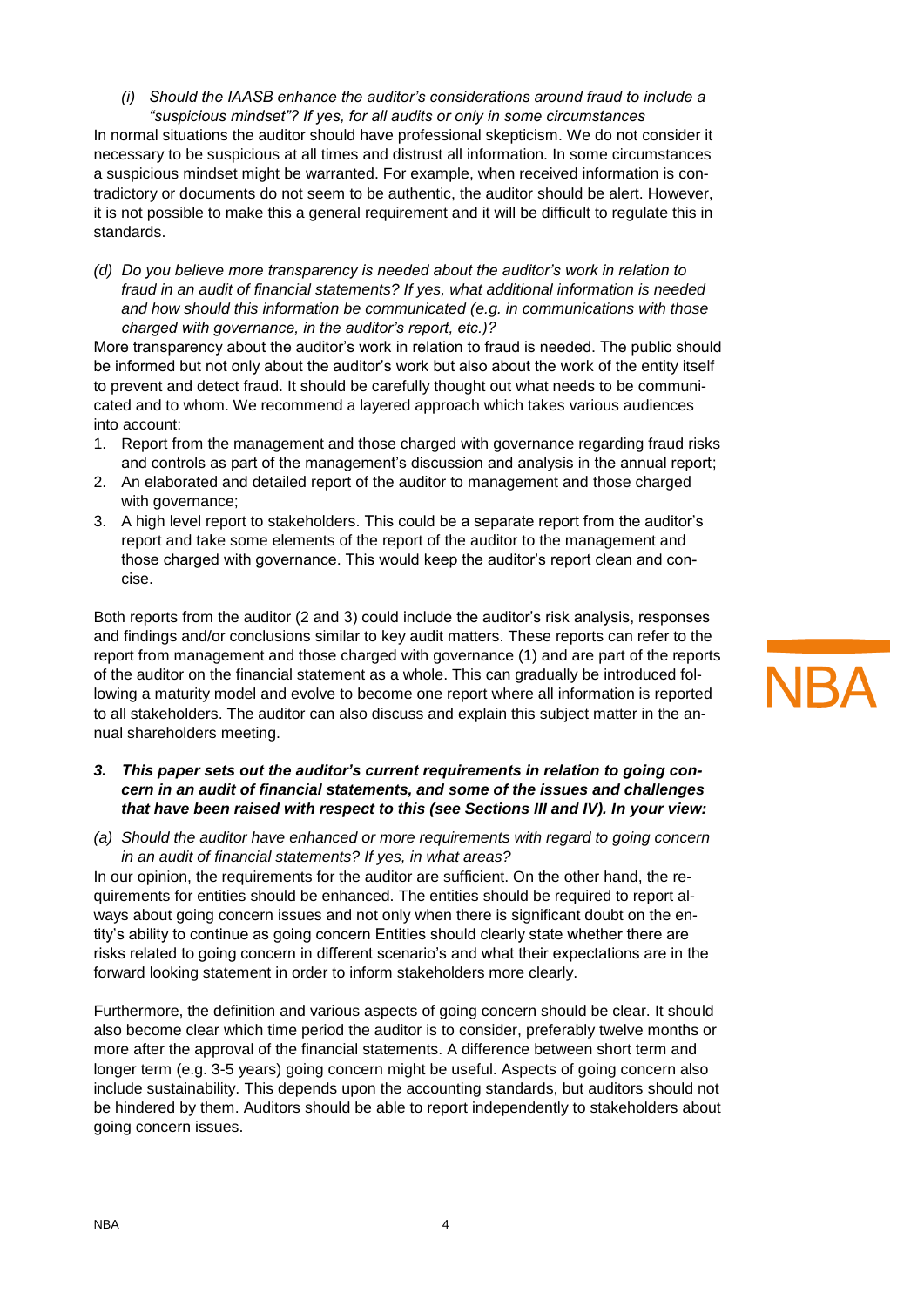*(i) Should the IAASB enhance the auditor's considerations around fraud to include a "suspicious mindset"? If yes, for all audits or only in some circumstances*

In normal situations the auditor should have professional skepticism. We do not consider it necessary to be suspicious at all times and distrust all information. In some circumstances a suspicious mindset might be warranted. For example, when received information is contradictory or documents do not seem to be authentic, the auditor should be alert. However, it is not possible to make this a general requirement and it will be difficult to regulate this in standards.

*(d) Do you believe more transparency is needed about the auditor's work in relation to fraud in an audit of financial statements? If yes, what additional information is needed and how should this information be communicated (e.g. in communications with those charged with governance, in the auditor's report, etc.)?*

More transparency about the auditor's work in relation to fraud is needed. The public should be informed but not only about the auditor's work but also about the work of the entity itself to prevent and detect fraud. It should be carefully thought out what needs to be communicated and to whom. We recommend a layered approach which takes various audiences into account:

1. Report from the management and those charged with governance regarding fraud risks and controls as part of the management's discussion and analysis in the annual report;
2. An elaborated and detailed report of the auditor to management and those charged with governance;
3. A high level report to stakeholders. This could be a separate report from the auditor's report and take some elements of the report of the auditor to the management and those charged with governance. This would keep the auditor's report clean and concise.

Both reports from the auditor (2 and 3) could include the auditor's risk analysis, responses and findings and/or conclusions similar to key audit matters. These reports can refer to the report from management and those charged with governance (1) and are part of the reports of the auditor on the financial statement as a whole. This can gradually be introduced following a maturity model and evolve to become one report where all information is reported to all stakeholders. The auditor can also discuss and explain this subject matter in the annual shareholders meeting.

***3. This paper sets out the auditor's current requirements in relation to going concern in an audit of financial statements, and some of the issues and challenges that have been raised with respect to this (see Sections III and IV). In your view:***

*(a) Should the auditor have enhanced or more requirements with regard to going concern in an audit of financial statements? If yes, in what areas?*

In our opinion, the requirements for the auditor are sufficient. On the other hand, the requirements for entities should be enhanced. The entities should be required to report always about going concern issues and not only when there is significant doubt on the entity's ability to continue as going concern Entities should clearly state whether there are risks related to going concern in different scenario's and what their expectations are in the forward looking statement in order to inform stakeholders more clearly.

Furthermore, the definition and various aspects of going concern should be clear. It should also become clear which time period the auditor is to consider, preferably twelve months or more after the approval of the financial statements. A difference between short term and longer term (e.g. 3-5 years) going concern might be useful. Aspects of going concern also include sustainability. This depends upon the accounting standards, but auditors should not be hindered by them. Auditors should be able to report independently to stakeholders about going concern issues.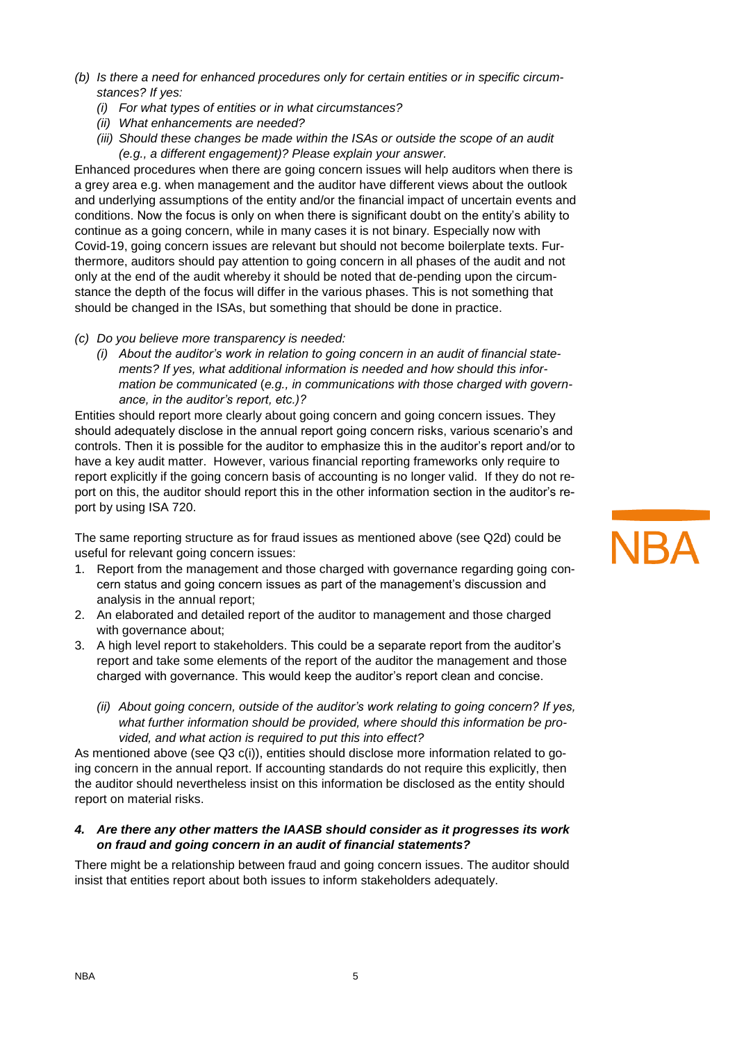*(b) Is there a need for enhanced procedures only for certain entities or in specific circumstances? If yes:*

*(i) For what types of entities or in what circumstances?*

*(ii) What enhancements are needed?*

*(iii) Should these changes be made within the ISAs or outside the scope of an audit (e.g., a different engagement)? Please explain your answer.*

Enhanced procedures when there are going concern issues will help auditors when there is a grey area e.g. when management and the auditor have different views about the outlook and underlying assumptions of the entity and/or the financial impact of uncertain events and conditions. Now the focus is only on when there is significant doubt on the entity's ability to continue as a going concern, while in many cases it is not binary. Especially now with Covid-19, going concern issues are relevant but should not become boilerplate texts. Furthermore, auditors should pay attention to going concern in all phases of the audit and not only at the end of the audit whereby it should be noted that de-pending upon the circumstance the depth of the focus will differ in the various phases. This is not something that should be changed in the ISAs, but something that should be done in practice.

*(c) Do you believe more transparency is needed:*

*(i) About the auditor's work in relation to going concern in an audit of financial statements? If yes, what additional information is needed and how should this information be communicated (e.g., in communications with those charged with governance, in the auditor's report, etc.)?*

Entities should report more clearly about going concern and going concern issues. They should adequately disclose in the annual report going concern risks, various scenario's and controls. Then it is possible for the auditor to emphasize this in the auditor's report and/or to have a key audit matter. However, various financial reporting frameworks only require to report explicitly if the going concern basis of accounting is no longer valid. If they do not report on this, the auditor should report this in the other information section in the auditor's report by using ISA 720.

The same reporting structure as for fraud issues as mentioned above (see Q2d) could be useful for relevant going concern issues:

1. Report from the management and those charged with governance regarding going concern status and going concern issues as part of the management's discussion and analysis in the annual report;
2. An elaborated and detailed report of the auditor to management and those charged with governance about;
3. A high level report to stakeholders. This could be a separate report from the auditor's report and take some elements of the report of the auditor the management and those charged with governance. This would keep the auditor's report clean and concise.

*(ii) About going concern, outside of the auditor's work relating to going concern? If yes, what further information should be provided, where should this information be provided, and what action is required to put this into effect?*

As mentioned above (see Q3 c(i)), entities should disclose more information related to going concern in the annual report. If accounting standards do not require this explicitly, then the auditor should nevertheless insist on this information be disclosed as the entity should report on material risks.

***4. Are there any other matters the IAASB should consider as it progresses its work on fraud and going concern in an audit of financial statements?***

There might be a relationship between fraud and going concern issues. The auditor should insist that entities report about both issues to inform stakeholders adequately.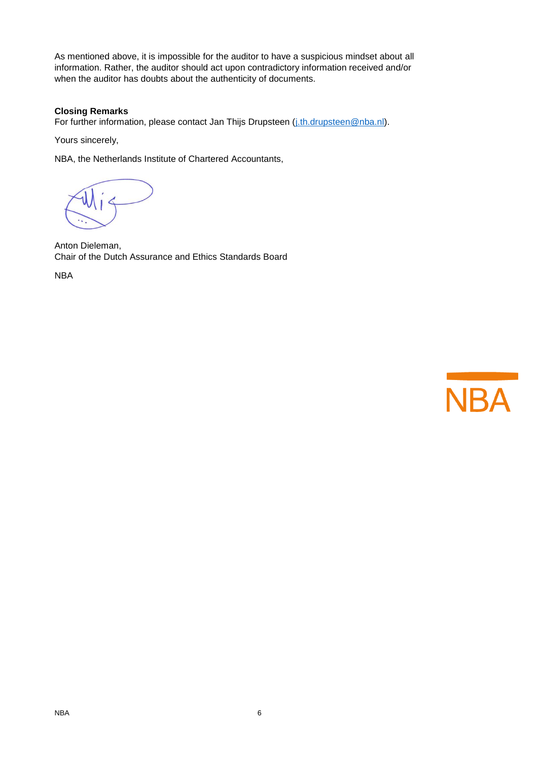As mentioned above, it is impossible for the auditor to have a suspicious mindset about all information. Rather, the auditor should act upon contradictory information received and/or when the auditor has doubts about the authenticity of documents.

**Closing Remarks**

For further information, please contact Jan Thijs Drupsteen (j.th.drupsteen@nba.nl).

Yours sincerely,

NBA, the Netherlands Institute of Chartered Accountants,

Anton Dieleman,
Chair of the Dutch Assurance and Ethics Standards Board

NBA